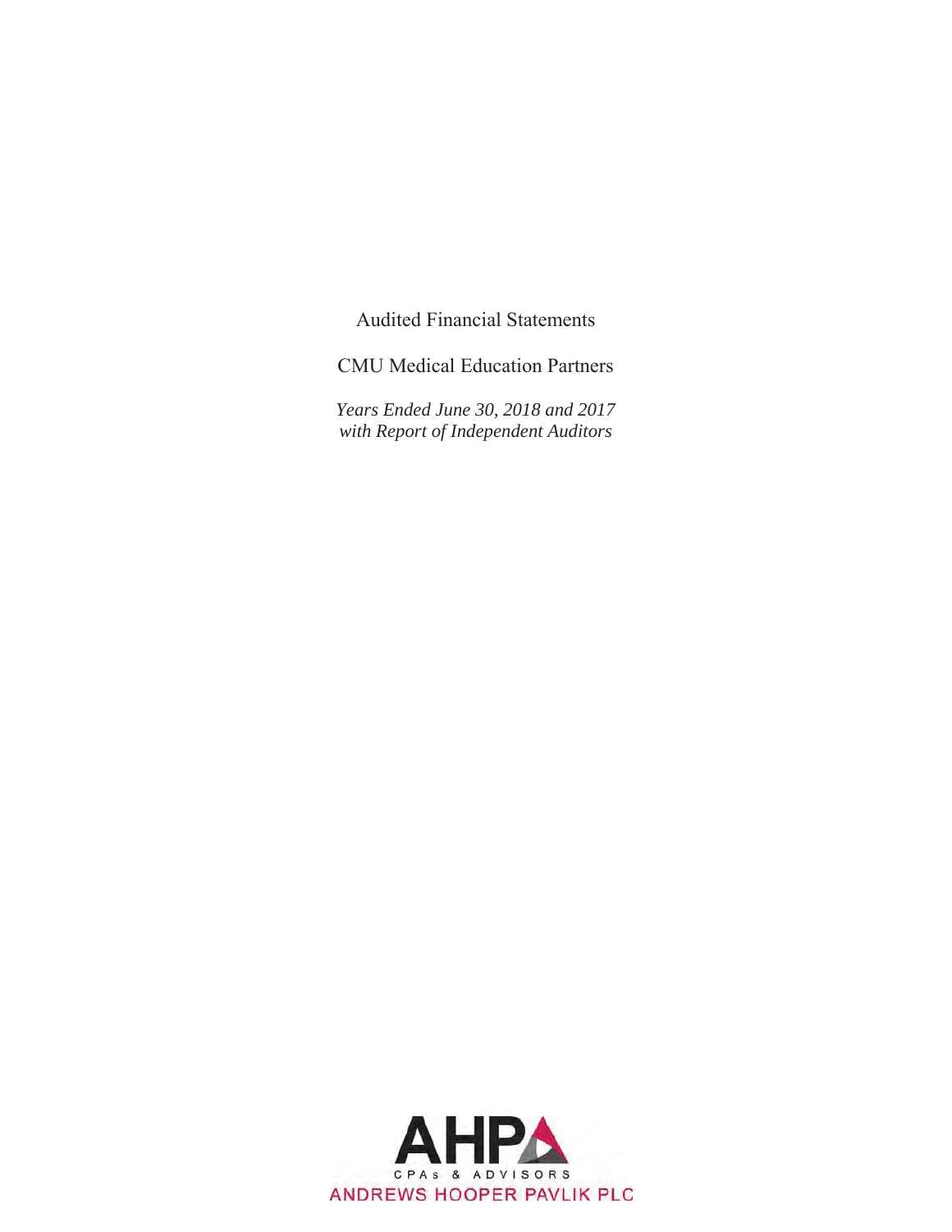Audited Financial Statements

CMU Medical Education Partners

*Years Ended June 30, 2018 and 2017*
*with Report of Independent Auditors*

AHP

CPAs & ADVISORS

ANDREWS HOOPER PAVLIK PLC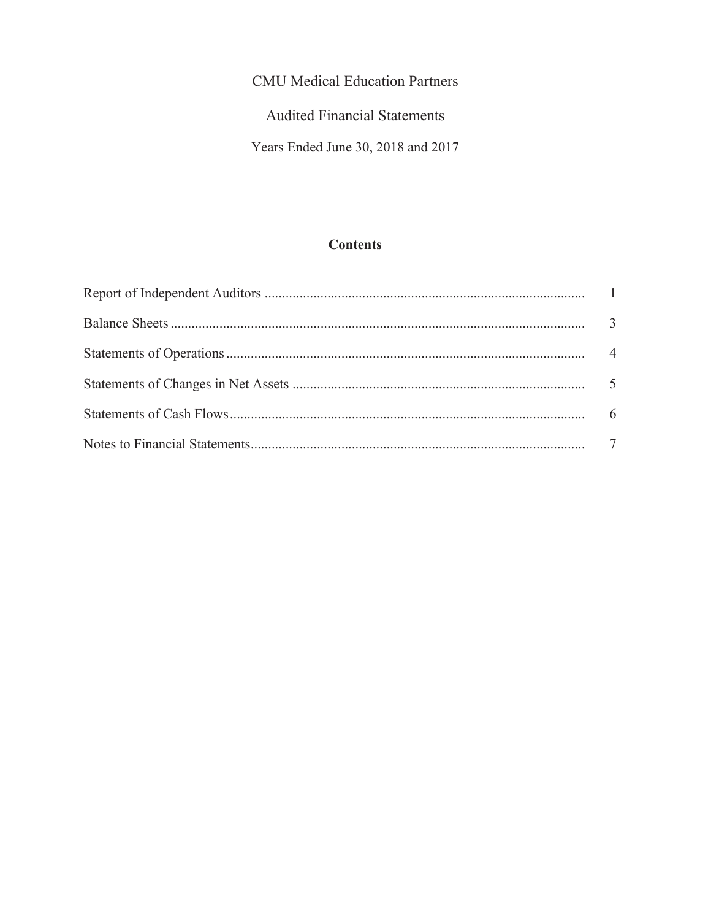# CMU Medical Education Partners

Audited Financial Statements

Years Ended June 30, 2018 and 2017

## Contents

| | |
|---|---|
| Report of Independent Auditors | 1 |
| Balance Sheets | 3 |
| Statements of Operations | 4 |
| Statements of Changes in Net Assets | 5 |
| Statements of Cash Flows | 6 |
| Notes to Financial Statements | 7 |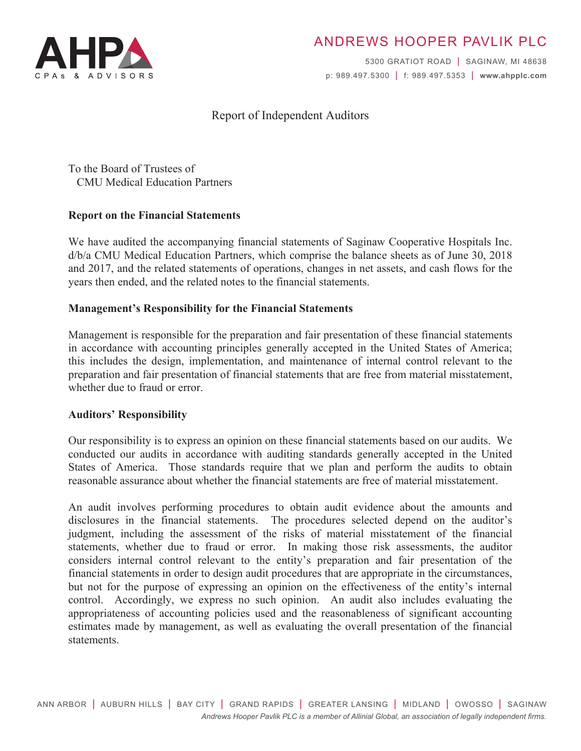# Report of Independent Auditors

To the Board of Trustees of
CMU Medical Education Partners

## Report on the Financial Statements

We have audited the accompanying financial statements of Saginaw Cooperative Hospitals Inc. d/b/a CMU Medical Education Partners, which comprise the balance sheets as of June 30, 2018 and 2017, and the related statements of operations, changes in net assets, and cash flows for the years then ended, and the related notes to the financial statements.

## Management's Responsibility for the Financial Statements

Management is responsible for the preparation and fair presentation of these financial statements in accordance with accounting principles generally accepted in the United States of America; this includes the design, implementation, and maintenance of internal control relevant to the preparation and fair presentation of financial statements that are free from material misstatement, whether due to fraud or error.

## Auditors' Responsibility

Our responsibility is to express an opinion on these financial statements based on our audits. We conducted our audits in accordance with auditing standards generally accepted in the United States of America. Those standards require that we plan and perform the audits to obtain reasonable assurance about whether the financial statements are free of material misstatement.

An audit involves performing procedures to obtain audit evidence about the amounts and disclosures in the financial statements. The procedures selected depend on the auditor's judgment, including the assessment of the risks of material misstatement of the financial statements, whether due to fraud or error. In making those risk assessments, the auditor considers internal control relevant to the entity's preparation and fair presentation of the financial statements in order to design audit procedures that are appropriate in the circumstances, but not for the purpose of expressing an opinion on the effectiveness of the entity's internal control. Accordingly, we express no such opinion. An audit also includes evaluating the appropriateness of accounting policies used and the reasonableness of significant accounting estimates made by management, as well as evaluating the overall presentation of the financial statements.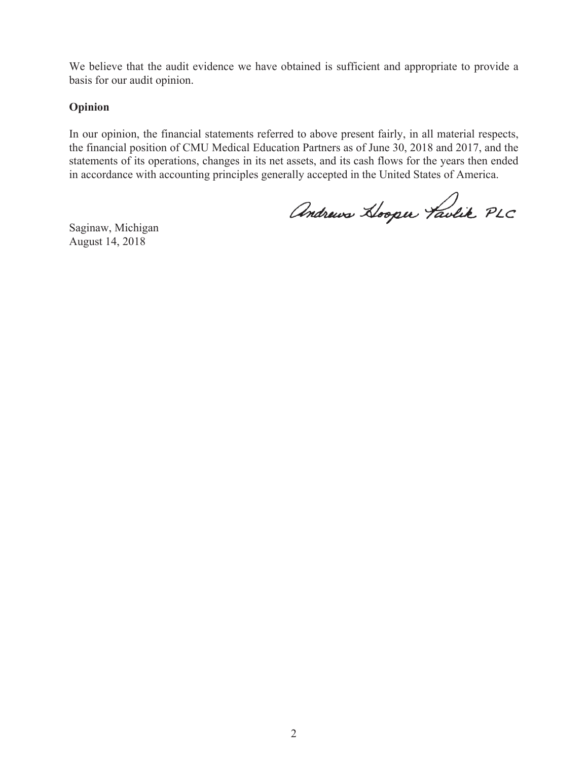We believe that the audit evidence we have obtained is sufficient and appropriate to provide a basis for our audit opinion.

**Opinion**

In our opinion, the financial statements referred to above present fairly, in all material respects, the financial position of CMU Medical Education Partners as of June 30, 2018 and 2017, and the statements of its operations, changes in its net assets, and its cash flows for the years then ended in accordance with accounting principles generally accepted in the United States of America.

Andrews Hooper Pavlik PLC

Saginaw, Michigan
August 14, 2018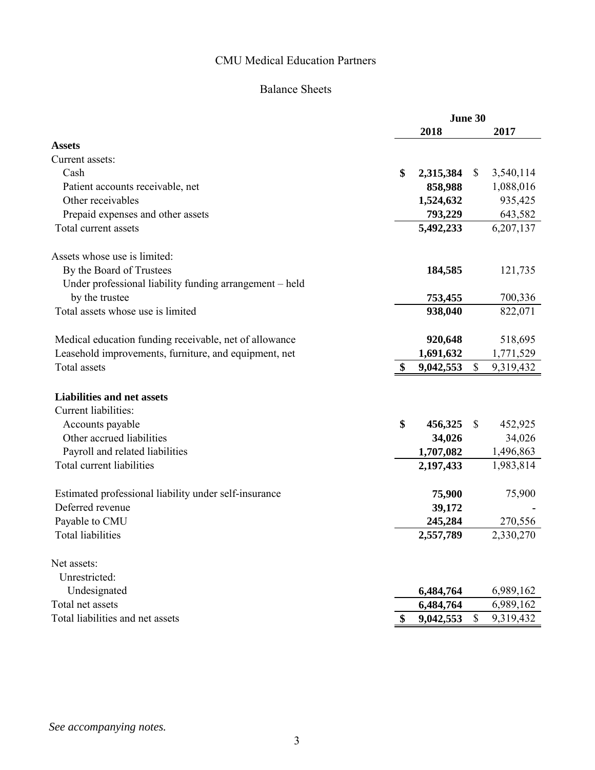# CMU Medical Education Partners

## Balance Sheets

| | June 30 | |
|---|---|---|
| | **2018** | **2017** |
| **Assets** | | |
| Current assets: | | |
| Cash | **$ 2,315,384** | $ 3,540,114 |
| Patient accounts receivable, net | **858,988** | 1,088,016 |
| Other receivables | **1,524,632** | 935,425 |
| Prepaid expenses and other assets | **793,229** | 643,582 |
| Total current assets | **5,492,233** | 6,207,137 |
| | | |
| Assets whose use is limited: | | |
| By the Board of Trustees | **184,585** | 121,735 |
| Under professional liability funding arrangement – held by the trustee | **753,455** | 700,336 |
| Total assets whose use is limited | **938,040** | 822,071 |
| | | |
| Medical education funding receivable, net of allowance | **920,648** | 518,695 |
| Leasehold improvements, furniture, and equipment, net | **1,691,632** | 1,771,529 |
| Total assets | **$ 9,042,553** | $ 9,319,432 |
| | | |
| **Liabilities and net assets** | | |
| Current liabilities: | | |
| Accounts payable | **$ 456,325** | $ 452,925 |
| Other accrued liabilities | **34,026** | 34,026 |
| Payroll and related liabilities | **1,707,082** | 1,496,863 |
| Total current liabilities | **2,197,433** | 1,983,814 |
| | | |
| Estimated professional liability under self-insurance | **75,900** | 75,900 |
| Deferred revenue | **39,172** | - |
| Payable to CMU | **245,284** | 270,556 |
| Total liabilities | **2,557,789** | 2,330,270 |
| | | |
| Net assets: | | |
| Unrestricted: | | |
| Undesignated | **6,484,764** | 6,989,162 |
| Total net assets | **6,484,764** | 6,989,162 |
| Total liabilities and net assets | **$ 9,042,553** | $ 9,319,432 |

*See accompanying notes.*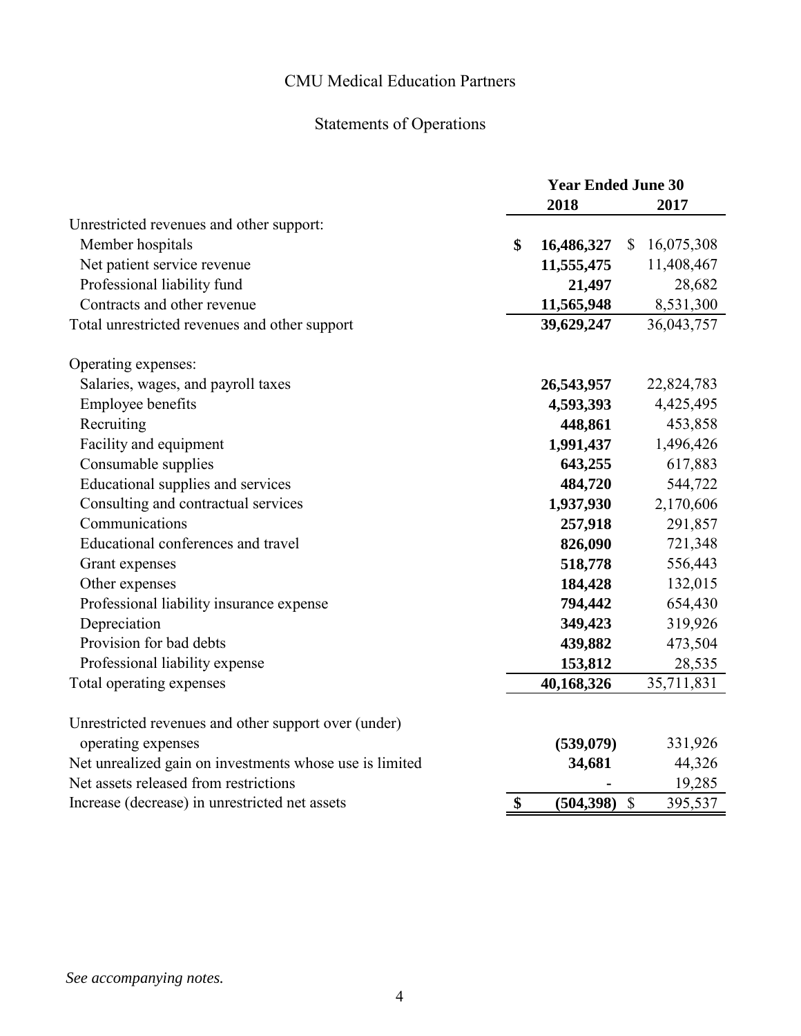# CMU Medical Education Partners

## Statements of Operations

| | Year Ended June 30 | |
|---|---|---|
| | **2018** | **2017** |
| Unrestricted revenues and other support: | | |
| Member hospitals | **$ 16,486,327** | $ 16,075,308 |
| Net patient service revenue | **11,555,475** | 11,408,467 |
| Professional liability fund | **21,497** | 28,682 |
| Contracts and other revenue | **11,565,948** | 8,531,300 |
| Total unrestricted revenues and other support | **39,629,247** | 36,043,757 |
| | | |
| Operating expenses: | | |
| Salaries, wages, and payroll taxes | **26,543,957** | 22,824,783 |
| Employee benefits | **4,593,393** | 4,425,495 |
| Recruiting | **448,861** | 453,858 |
| Facility and equipment | **1,991,437** | 1,496,426 |
| Consumable supplies | **643,255** | 617,883 |
| Educational supplies and services | **484,720** | 544,722 |
| Consulting and contractual services | **1,937,930** | 2,170,606 |
| Communications | **257,918** | 291,857 |
| Educational conferences and travel | **826,090** | 721,348 |
| Grant expenses | **518,778** | 556,443 |
| Other expenses | **184,428** | 132,015 |
| Professional liability insurance expense | **794,442** | 654,430 |
| Depreciation | **349,423** | 319,926 |
| Provision for bad debts | **439,882** | 473,504 |
| Professional liability expense | **153,812** | 28,535 |
| Total operating expenses | **40,168,326** | 35,711,831 |
| | | |
| Unrestricted revenues and other support over (under) operating expenses | **(539,079)** | 331,926 |
| Net unrealized gain on investments whose use is limited | **34,681** | 44,326 |
| Net assets released from restrictions | **-** | 19,285 |
| Increase (decrease) in unrestricted net assets | **$ (504,398)** | $ 395,537 |

*See accompanying notes.*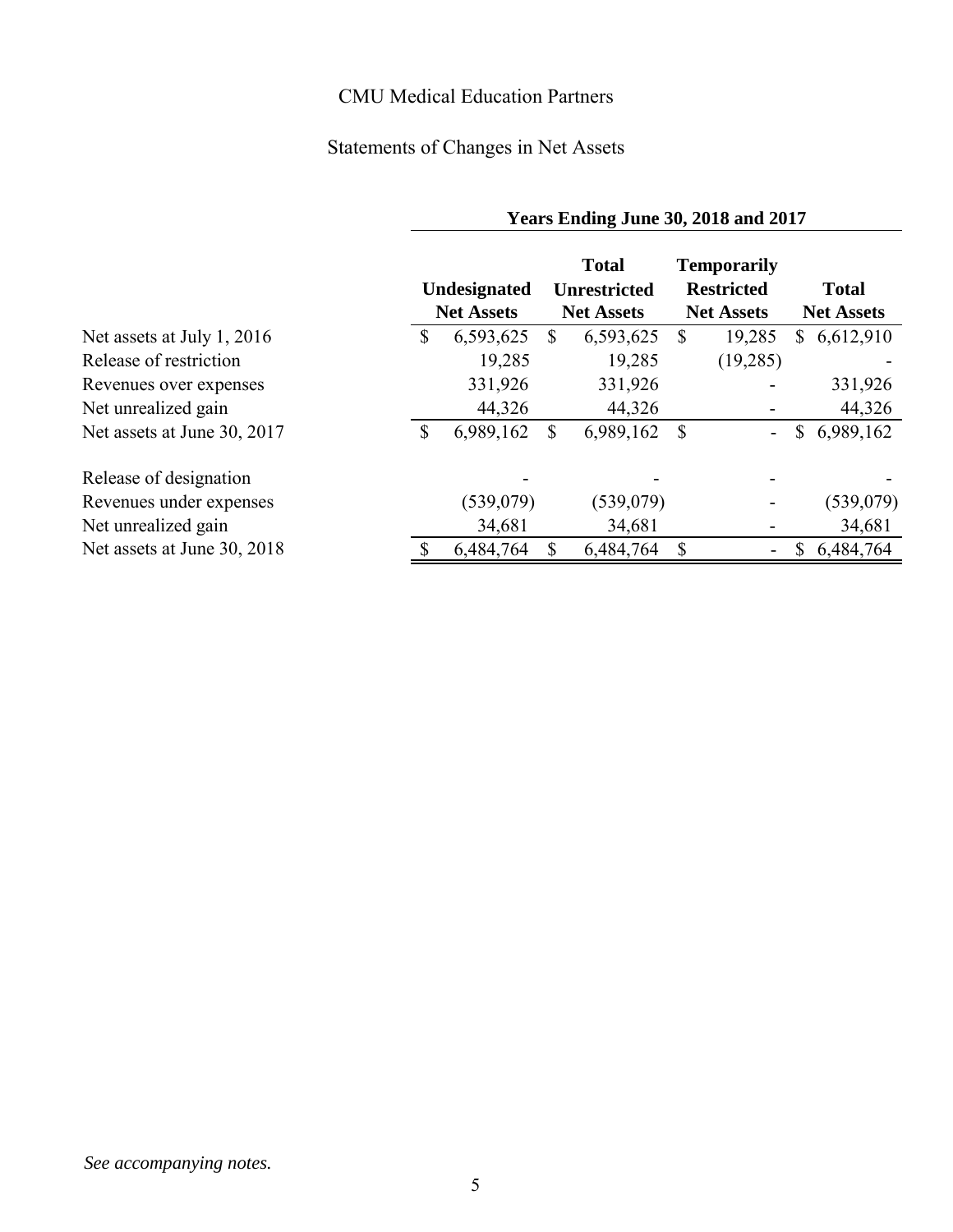# CMU Medical Education Partners

## Statements of Changes in Net Assets

| | Years Ending June 30, 2018 and 2017 | | | |
|---|---|---|---|---|
| | Undesignated Net Assets | Total Unrestricted Net Assets | Temporarily Restricted Net Assets | Total Net Assets |
| Net assets at July 1, 2016 | $ 6,593,625 | $ 6,593,625 | $ 19,285 | $ 6,612,910 |
| Release of restriction | 19,285 | 19,285 | (19,285) | - |
| Revenues over expenses | 331,926 | 331,926 | - | 331,926 |
| Net unrealized gain | 44,326 | 44,326 | - | 44,326 |
| Net assets at June 30, 2017 | $ 6,989,162 | $ 6,989,162 | $ - | $ 6,989,162 |
| | | | | |
| Release of designation | - | - | - | - |
| Revenues under expenses | (539,079) | (539,079) | - | (539,079) |
| Net unrealized gain | 34,681 | 34,681 | - | 34,681 |
| Net assets at June 30, 2018 | $ 6,484,764 | $ 6,484,764 | $ - | $ 6,484,764 |

*See accompanying notes.*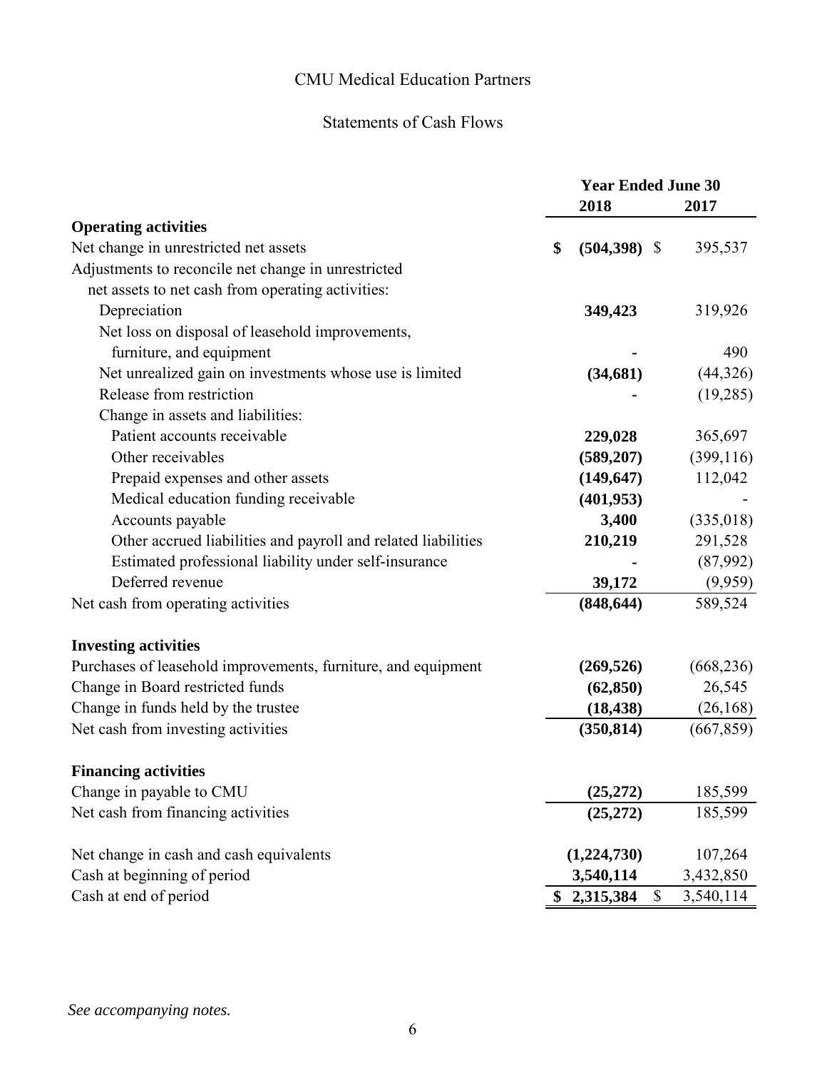# CMU Medical Education Partners

## Statements of Cash Flows

| | Year Ended June 30 | |
|---|---|---|
| | **2018** | **2017** |
| **Operating activities** | | |
| Net change in unrestricted net assets | **$ (504,398)** | $ 395,537 |
| Adjustments to reconcile net change in unrestricted net assets to net cash from operating activities: | | |
| Depreciation | **349,423** | 319,926 |
| Net loss on disposal of leasehold improvements, furniture, and equipment | **-** | 490 |
| Net unrealized gain on investments whose use is limited | **(34,681)** | (44,326) |
| Release from restriction | **-** | (19,285) |
| Change in assets and liabilities: | | |
| Patient accounts receivable | **229,028** | 365,697 |
| Other receivables | **(589,207)** | (399,116) |
| Prepaid expenses and other assets | **(149,647)** | 112,042 |
| Medical education funding receivable | **(401,953)** | - |
| Accounts payable | **3,400** | (335,018) |
| Other accrued liabilities and payroll and related liabilities | **210,219** | 291,528 |
| Estimated professional liability under self-insurance | **-** | (87,992) |
| Deferred revenue | **39,172** | (9,959) |
| Net cash from operating activities | **(848,644)** | 589,524 |
| **Investing activities** | | |
| Purchases of leasehold improvements, furniture, and equipment | **(269,526)** | (668,236) |
| Change in Board restricted funds | **(62,850)** | 26,545 |
| Change in funds held by the trustee | **(18,438)** | (26,168) |
| Net cash from investing activities | **(350,814)** | (667,859) |
| **Financing activities** | | |
| Change in payable to CMU | **(25,272)** | 185,599 |
| Net cash from financing activities | **(25,272)** | 185,599 |
| Net change in cash and cash equivalents | **(1,224,730)** | 107,264 |
| Cash at beginning of period | **3,540,114** | 3,432,850 |
| Cash at end of period | **$ 2,315,384** | $ 3,540,114 |

*See accompanying notes.*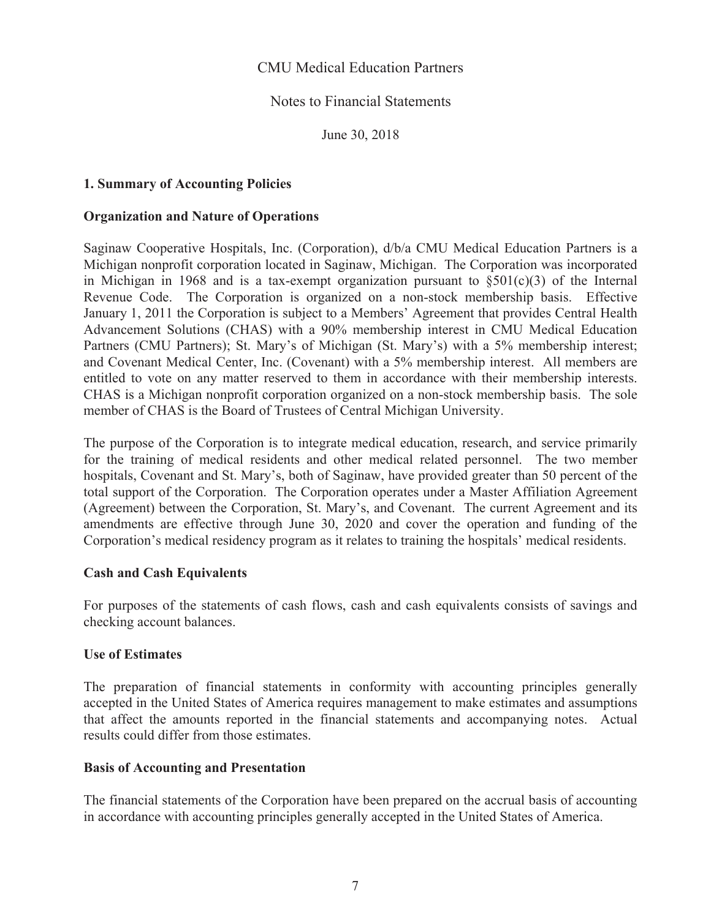# CMU Medical Education Partners

## Notes to Financial Statements

June 30, 2018

### 1. Summary of Accounting Policies

#### Organization and Nature of Operations

Saginaw Cooperative Hospitals, Inc. (Corporation), d/b/a CMU Medical Education Partners is a Michigan nonprofit corporation located in Saginaw, Michigan. The Corporation was incorporated in Michigan in 1968 and is a tax-exempt organization pursuant to §501(c)(3) of the Internal Revenue Code. The Corporation is organized on a non-stock membership basis. Effective January 1, 2011 the Corporation is subject to a Members' Agreement that provides Central Health Advancement Solutions (CHAS) with a 90% membership interest in CMU Medical Education Partners (CMU Partners); St. Mary's of Michigan (St. Mary's) with a 5% membership interest; and Covenant Medical Center, Inc. (Covenant) with a 5% membership interest. All members are entitled to vote on any matter reserved to them in accordance with their membership interests. CHAS is a Michigan nonprofit corporation organized on a non-stock membership basis. The sole member of CHAS is the Board of Trustees of Central Michigan University.

The purpose of the Corporation is to integrate medical education, research, and service primarily for the training of medical residents and other medical related personnel. The two member hospitals, Covenant and St. Mary's, both of Saginaw, have provided greater than 50 percent of the total support of the Corporation. The Corporation operates under a Master Affiliation Agreement (Agreement) between the Corporation, St. Mary's, and Covenant. The current Agreement and its amendments are effective through June 30, 2020 and cover the operation and funding of the Corporation's medical residency program as it relates to training the hospitals' medical residents.

#### Cash and Cash Equivalents

For purposes of the statements of cash flows, cash and cash equivalents consists of savings and checking account balances.

#### Use of Estimates

The preparation of financial statements in conformity with accounting principles generally accepted in the United States of America requires management to make estimates and assumptions that affect the amounts reported in the financial statements and accompanying notes. Actual results could differ from those estimates.

#### Basis of Accounting and Presentation

The financial statements of the Corporation have been prepared on the accrual basis of accounting in accordance with accounting principles generally accepted in the United States of America.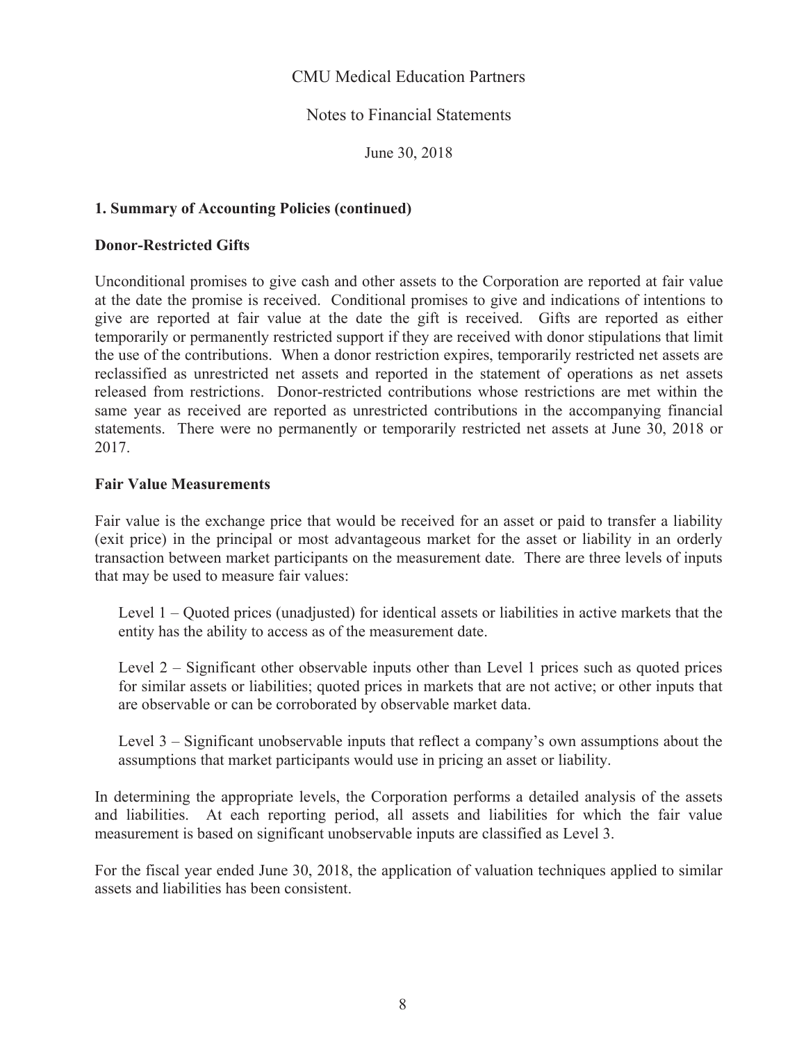## 1. Summary of Accounting Policies (continued)

### Donor-Restricted Gifts

Unconditional promises to give cash and other assets to the Corporation are reported at fair value at the date the promise is received. Conditional promises to give and indications of intentions to give are reported at fair value at the date the gift is received. Gifts are reported as either temporarily or permanently restricted support if they are received with donor stipulations that limit the use of the contributions. When a donor restriction expires, temporarily restricted net assets are reclassified as unrestricted net assets and reported in the statement of operations as net assets released from restrictions. Donor-restricted contributions whose restrictions are met within the same year as received are reported as unrestricted contributions in the accompanying financial statements. There were no permanently or temporarily restricted net assets at June 30, 2018 or 2017.

### Fair Value Measurements

Fair value is the exchange price that would be received for an asset or paid to transfer a liability (exit price) in the principal or most advantageous market for the asset or liability in an orderly transaction between market participants on the measurement date. There are three levels of inputs that may be used to measure fair values:

Level 1 – Quoted prices (unadjusted) for identical assets or liabilities in active markets that the entity has the ability to access as of the measurement date.

Level 2 – Significant other observable inputs other than Level 1 prices such as quoted prices for similar assets or liabilities; quoted prices in markets that are not active; or other inputs that are observable or can be corroborated by observable market data.

Level 3 – Significant unobservable inputs that reflect a company's own assumptions about the assumptions that market participants would use in pricing an asset or liability.

In determining the appropriate levels, the Corporation performs a detailed analysis of the assets and liabilities. At each reporting period, all assets and liabilities for which the fair value measurement is based on significant unobservable inputs are classified as Level 3.

For the fiscal year ended June 30, 2018, the application of valuation techniques applied to similar assets and liabilities has been consistent.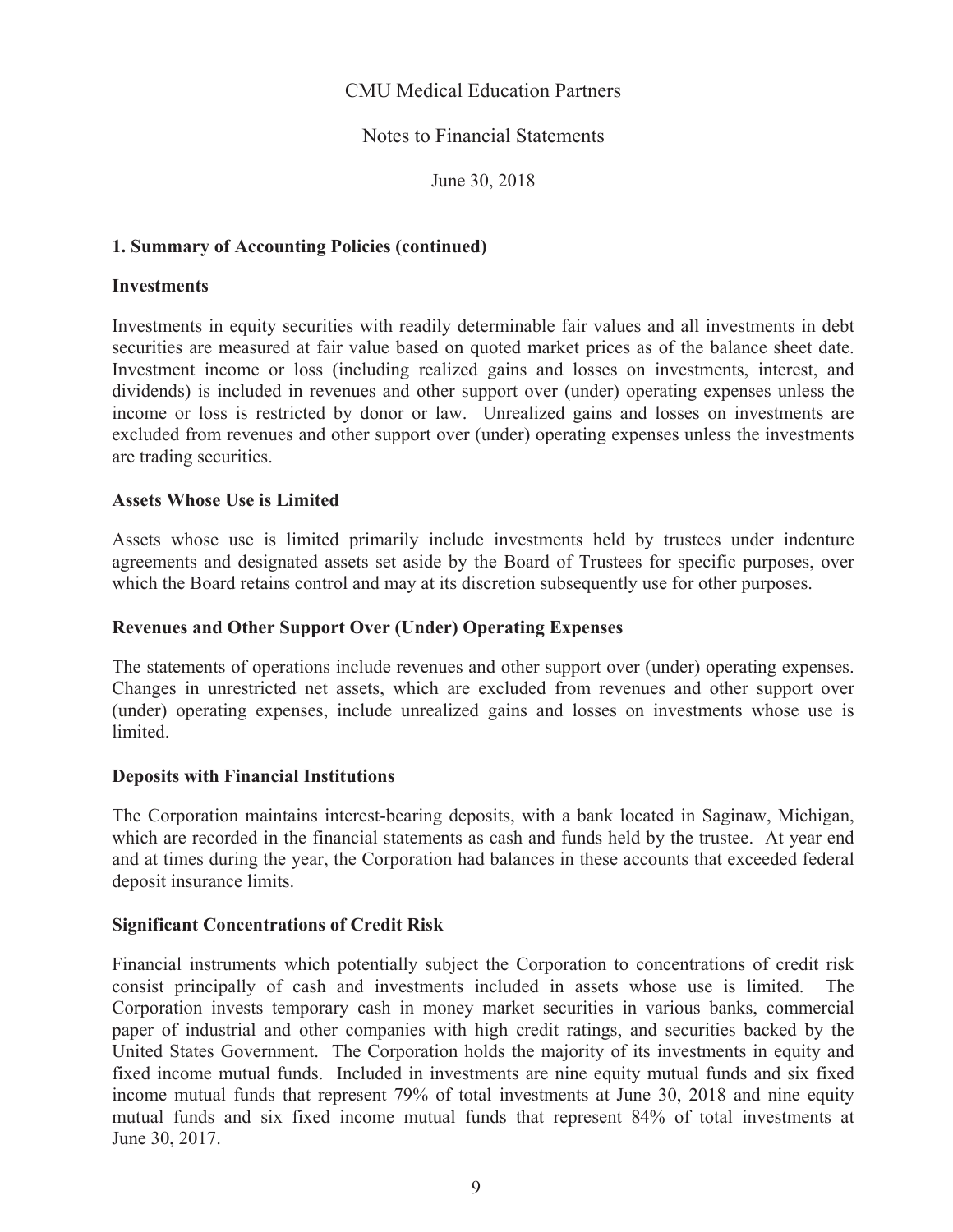## 1. Summary of Accounting Policies (continued)

### Investments

Investments in equity securities with readily determinable fair values and all investments in debt securities are measured at fair value based on quoted market prices as of the balance sheet date. Investment income or loss (including realized gains and losses on investments, interest, and dividends) is included in revenues and other support over (under) operating expenses unless the income or loss is restricted by donor or law. Unrealized gains and losses on investments are excluded from revenues and other support over (under) operating expenses unless the investments are trading securities.

### Assets Whose Use is Limited

Assets whose use is limited primarily include investments held by trustees under indenture agreements and designated assets set aside by the Board of Trustees for specific purposes, over which the Board retains control and may at its discretion subsequently use for other purposes.

### Revenues and Other Support Over (Under) Operating Expenses

The statements of operations include revenues and other support over (under) operating expenses. Changes in unrestricted net assets, which are excluded from revenues and other support over (under) operating expenses, include unrealized gains and losses on investments whose use is limited.

### Deposits with Financial Institutions

The Corporation maintains interest-bearing deposits, with a bank located in Saginaw, Michigan, which are recorded in the financial statements as cash and funds held by the trustee. At year end and at times during the year, the Corporation had balances in these accounts that exceeded federal deposit insurance limits.

### Significant Concentrations of Credit Risk

Financial instruments which potentially subject the Corporation to concentrations of credit risk consist principally of cash and investments included in assets whose use is limited. The Corporation invests temporary cash in money market securities in various banks, commercial paper of industrial and other companies with high credit ratings, and securities backed by the United States Government. The Corporation holds the majority of its investments in equity and fixed income mutual funds. Included in investments are nine equity mutual funds and six fixed income mutual funds that represent 79% of total investments at June 30, 2018 and nine equity mutual funds and six fixed income mutual funds that represent 84% of total investments at June 30, 2017.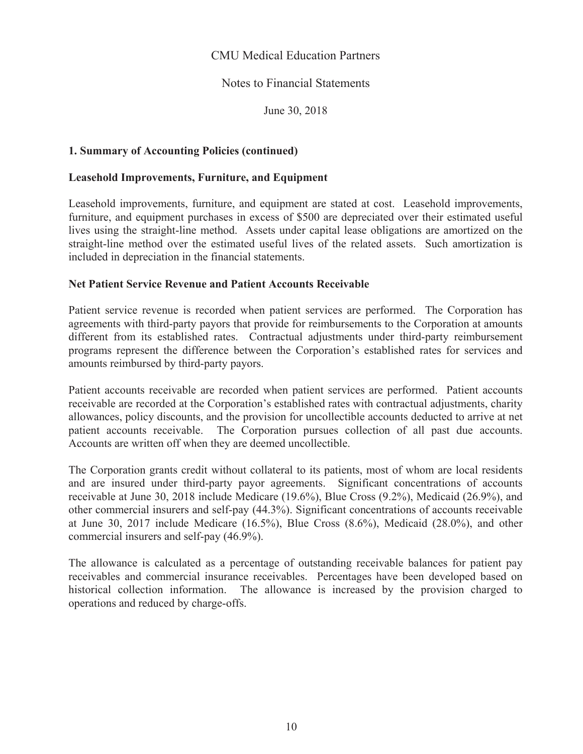CMU Medical Education Partners

Notes to Financial Statements

June 30, 2018

**1. Summary of Accounting Policies (continued)**

**Leasehold Improvements, Furniture, and Equipment**

Leasehold improvements, furniture, and equipment are stated at cost. Leasehold improvements, furniture, and equipment purchases in excess of $500 are depreciated over their estimated useful lives using the straight-line method. Assets under capital lease obligations are amortized on the straight-line method over the estimated useful lives of the related assets. Such amortization is included in depreciation in the financial statements.

**Net Patient Service Revenue and Patient Accounts Receivable**

Patient service revenue is recorded when patient services are performed. The Corporation has agreements with third-party payors that provide for reimbursements to the Corporation at amounts different from its established rates. Contractual adjustments under third-party reimbursement programs represent the difference between the Corporation's established rates for services and amounts reimbursed by third-party payors.

Patient accounts receivable are recorded when patient services are performed. Patient accounts receivable are recorded at the Corporation's established rates with contractual adjustments, charity allowances, policy discounts, and the provision for uncollectible accounts deducted to arrive at net patient accounts receivable. The Corporation pursues collection of all past due accounts. Accounts are written off when they are deemed uncollectible.

The Corporation grants credit without collateral to its patients, most of whom are local residents and are insured under third-party payor agreements. Significant concentrations of accounts receivable at June 30, 2018 include Medicare (19.6%), Blue Cross (9.2%), Medicaid (26.9%), and other commercial insurers and self-pay (44.3%). Significant concentrations of accounts receivable at June 30, 2017 include Medicare (16.5%), Blue Cross (8.6%), Medicaid (28.0%), and other commercial insurers and self-pay (46.9%).

The allowance is calculated as a percentage of outstanding receivable balances for patient pay receivables and commercial insurance receivables. Percentages have been developed based on historical collection information. The allowance is increased by the provision charged to operations and reduced by charge-offs.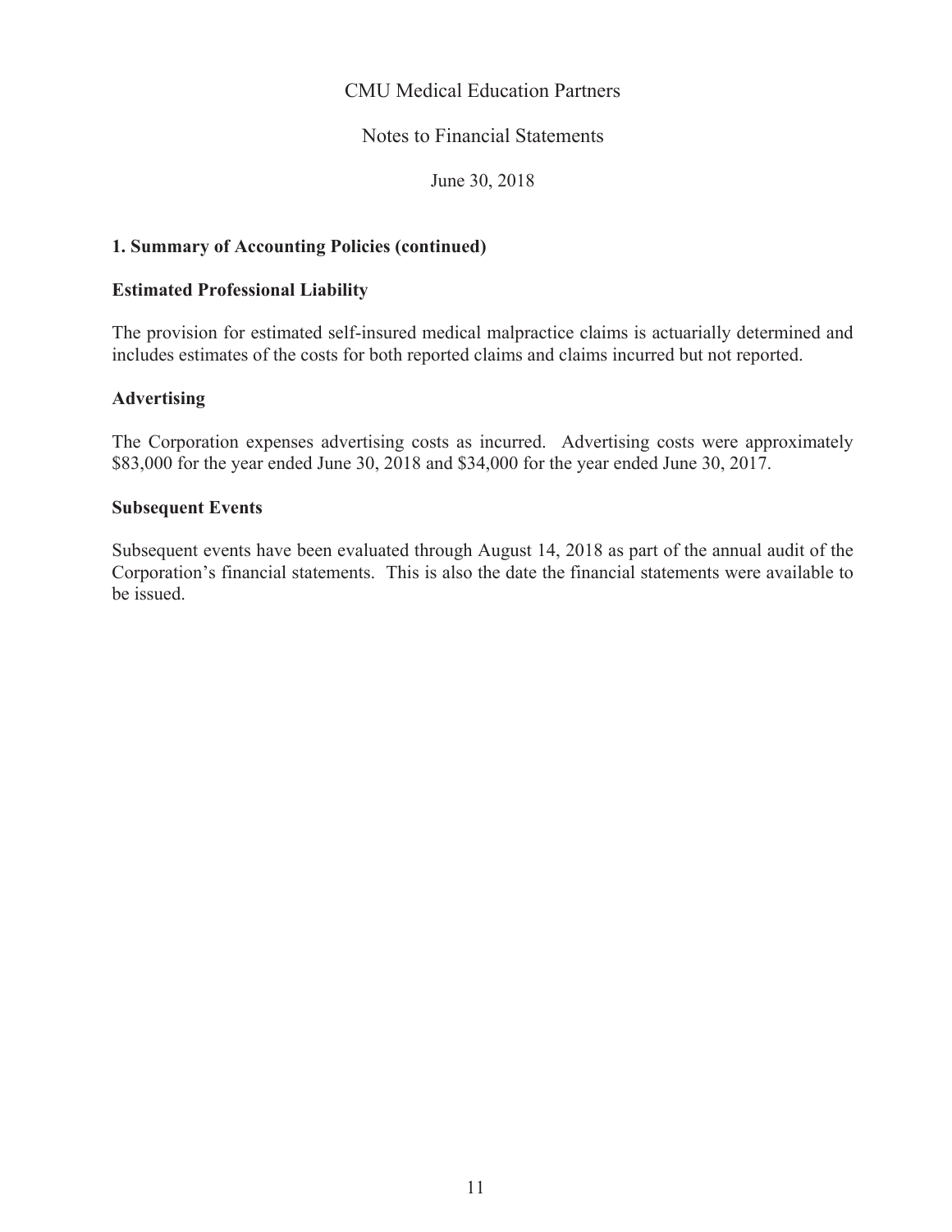# CMU Medical Education Partners

## Notes to Financial Statements

June 30, 2018

### 1. Summary of Accounting Policies (continued)

**Estimated Professional Liability**

The provision for estimated self-insured medical malpractice claims is actuarially determined and includes estimates of the costs for both reported claims and claims incurred but not reported.

**Advertising**

The Corporation expenses advertising costs as incurred. Advertising costs were approximately $83,000 for the year ended June 30, 2018 and $34,000 for the year ended June 30, 2017.

**Subsequent Events**

Subsequent events have been evaluated through August 14, 2018 as part of the annual audit of the Corporation's financial statements. This is also the date the financial statements were available to be issued.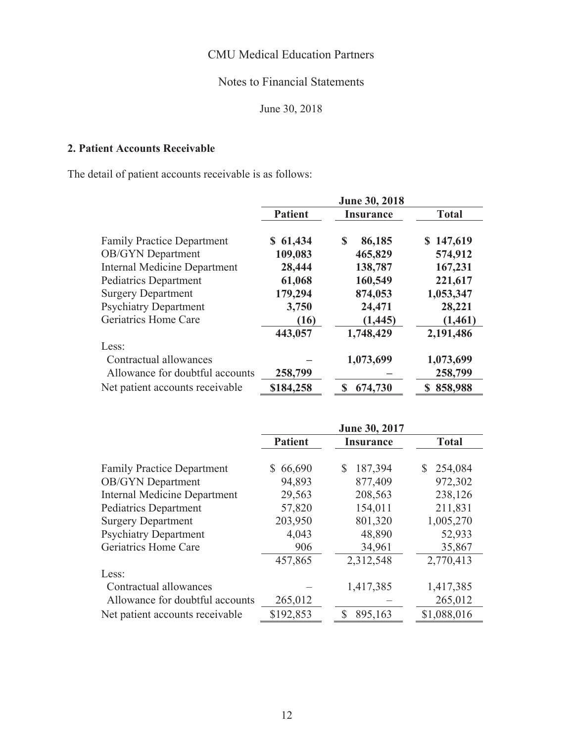CMU Medical Education Partners

Notes to Financial Statements

June 30, 2018

## 2. Patient Accounts Receivable

The detail of patient accounts receivable is as follows:

| | June 30, 2018 | | |
|---|---|---|---|
| | **Patient** | **Insurance** | **Total** |
| Family Practice Department | **$ 61,434** | **$ 86,185** | **$ 147,619** |
| OB/GYN Department | **109,083** | **465,829** | **574,912** |
| Internal Medicine Department | **28,444** | **138,787** | **167,231** |
| Pediatrics Department | **61,068** | **160,549** | **221,617** |
| Surgery Department | **179,294** | **874,053** | **1,053,347** |
| Psychiatry Department | **3,750** | **24,471** | **28,221** |
| Geriatrics Home Care | **(16)** | **(1,445)** | **(1,461)** |
| | **443,057** | **1,748,429** | **2,191,486** |
| Less: | | | |
| Contractual allowances | **–** | **1,073,699** | **1,073,699** |
| Allowance for doubtful accounts | **258,799** | **–** | **258,799** |
| Net patient accounts receivable | **$184,258** | **$ 674,730** | **$ 858,988** |

| | June 30, 2017 | | |
|---|---|---|---|
| | **Patient** | **Insurance** | **Total** |
| Family Practice Department | $ 66,690 | $ 187,394 | $ 254,084 |
| OB/GYN Department | 94,893 | 877,409 | 972,302 |
| Internal Medicine Department | 29,563 | 208,563 | 238,126 |
| Pediatrics Department | 57,820 | 154,011 | 211,831 |
| Surgery Department | 203,950 | 801,320 | 1,005,270 |
| Psychiatry Department | 4,043 | 48,890 | 52,933 |
| Geriatrics Home Care | 906 | 34,961 | 35,867 |
| | 457,865 | 2,312,548 | 2,770,413 |
| Less: | | | |
| Contractual allowances | – | 1,417,385 | 1,417,385 |
| Allowance for doubtful accounts | 265,012 | – | 265,012 |
| Net patient accounts receivable | $192,853 | $ 895,163 | $1,088,016 |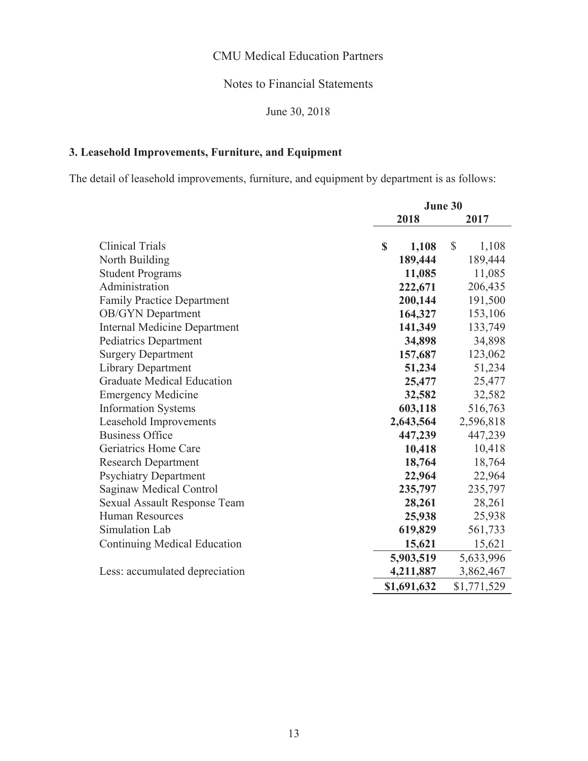CMU Medical Education Partners

Notes to Financial Statements

June 30, 2018

### 3. Leasehold Improvements, Furniture, and Equipment

The detail of leasehold improvements, furniture, and equipment by department is as follows:

| | June 30 | |
|---|---|---|
| | **2018** | **2017** |
| Clinical Trials | **$ 1,108** | $ 1,108 |
| North Building | **189,444** | 189,444 |
| Student Programs | **11,085** | 11,085 |
| Administration | **222,671** | 206,435 |
| Family Practice Department | **200,144** | 191,500 |
| OB/GYN Department | **164,327** | 153,106 |
| Internal Medicine Department | **141,349** | 133,749 |
| Pediatrics Department | **34,898** | 34,898 |
| Surgery Department | **157,687** | 123,062 |
| Library Department | **51,234** | 51,234 |
| Graduate Medical Education | **25,477** | 25,477 |
| Emergency Medicine | **32,582** | 32,582 |
| Information Systems | **603,118** | 516,763 |
| Leasehold Improvements | **2,643,564** | 2,596,818 |
| Business Office | **447,239** | 447,239 |
| Geriatrics Home Care | **10,418** | 10,418 |
| Research Department | **18,764** | 18,764 |
| Psychiatry Department | **22,964** | 22,964 |
| Saginaw Medical Control | **235,797** | 235,797 |
| Sexual Assault Response Team | **28,261** | 28,261 |
| Human Resources | **25,938** | 25,938 |
| Simulation Lab | **619,829** | 561,733 |
| Continuing Medical Education | **15,621** | 15,621 |
| | **5,903,519** | 5,633,996 |
| Less: accumulated depreciation | **4,211,887** | 3,862,467 |
| | **$1,691,632** | $1,771,529 |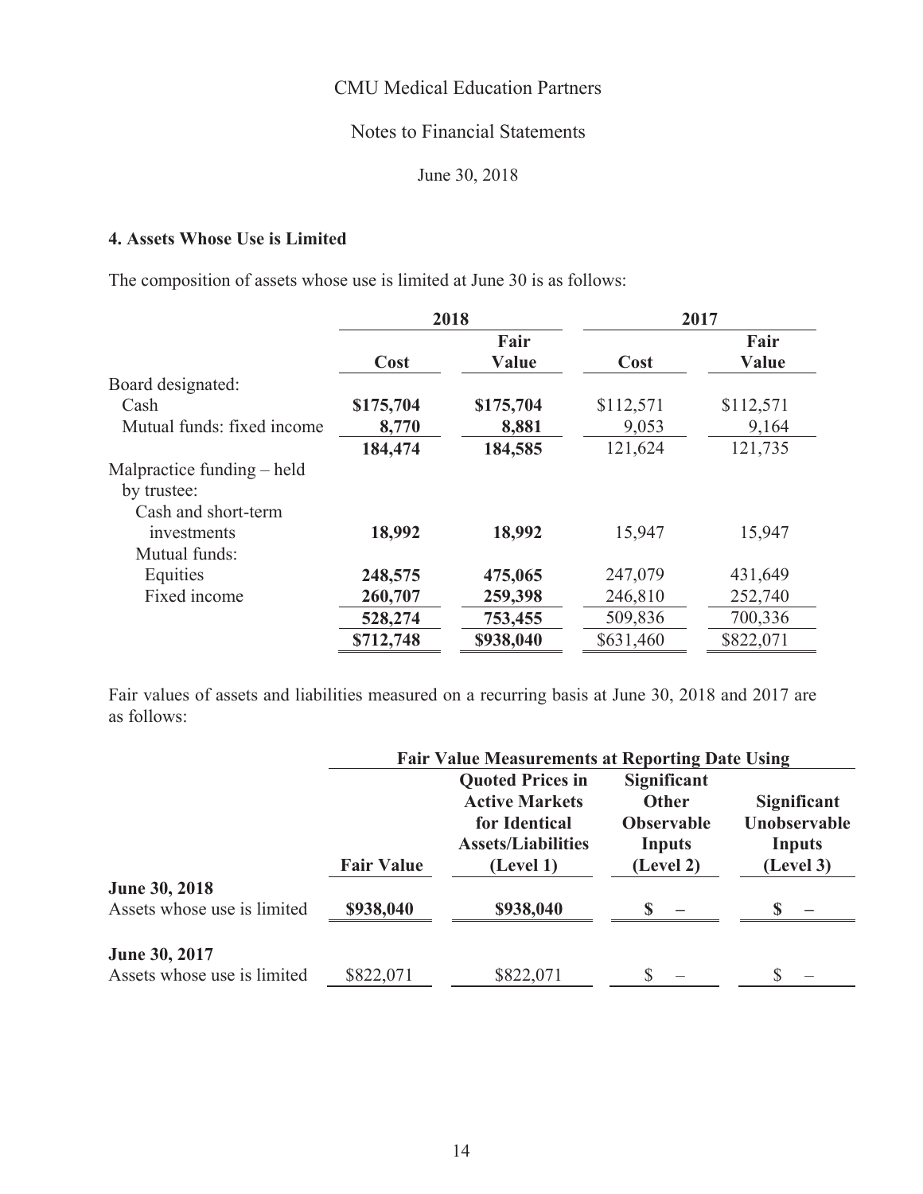CMU Medical Education Partners

Notes to Financial Statements

June 30, 2018

**4. Assets Whose Use is Limited**

The composition of assets whose use is limited at June 30 is as follows:

| | 2018 | | 2017 | |
|---|---|---|---|---|
| | **Cost** | **Fair Value** | **Cost** | **Fair Value** |
| Board designated: | | | | |
| Cash | **$175,704** | **$175,704** | $112,571 | $112,571 |
| Mutual funds: fixed income | **8,770** | **8,881** | 9,053 | 9,164 |
| | **184,474** | **184,585** | 121,624 | 121,735 |
| Malpractice funding – held by trustee: | | | | |
| Cash and short-term investments | **18,992** | **18,992** | 15,947 | 15,947 |
| Mutual funds: | | | | |
| Equities | **248,575** | **475,065** | 247,079 | 431,649 |
| Fixed income | **260,707** | **259,398** | 246,810 | 252,740 |
| | **528,274** | **753,455** | 509,836 | 700,336 |
| | **$712,748** | **$938,040** | $631,460 | $822,071 |

Fair values of assets and liabilities measured on a recurring basis at June 30, 2018 and 2017 are as follows:

| | | Fair Value Measurements at Reporting Date Using | | |
|---|---|---|---|---|
| | **Fair Value** | **Quoted Prices in Active Markets for Identical Assets/Liabilities (Level 1)** | **Significant Other Observable Inputs (Level 2)** | **Significant Unobservable Inputs (Level 3)** |
| **June 30, 2018** | | | | |
| Assets whose use is limited | **$938,040** | **$938,040** | **$ –** | **$ –** |
| **June 30, 2017** | | | | |
| Assets whose use is limited | $822,071 | $822,071 | $ – | $ – |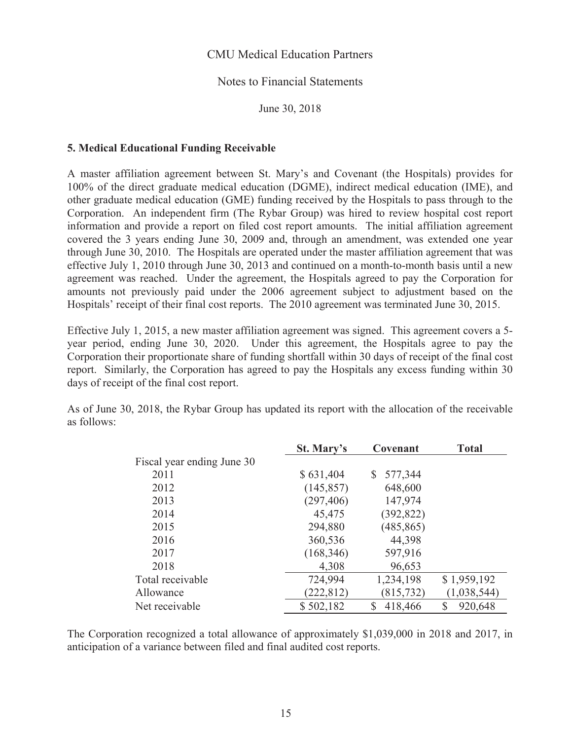CMU Medical Education Partners

Notes to Financial Statements

June 30, 2018

## 5. Medical Educational Funding Receivable

A master affiliation agreement between St. Mary's and Covenant (the Hospitals) provides for 100% of the direct graduate medical education (DGME), indirect medical education (IME), and other graduate medical education (GME) funding received by the Hospitals to pass through to the Corporation. An independent firm (The Rybar Group) was hired to review hospital cost report information and provide a report on filed cost report amounts. The initial affiliation agreement covered the 3 years ending June 30, 2009 and, through an amendment, was extended one year through June 30, 2010. The Hospitals are operated under the master affiliation agreement that was effective July 1, 2010 through June 30, 2013 and continued on a month-to-month basis until a new agreement was reached. Under the agreement, the Hospitals agreed to pay the Corporation for amounts not previously paid under the 2006 agreement subject to adjustment based on the Hospitals' receipt of their final cost reports. The 2010 agreement was terminated June 30, 2015.

Effective July 1, 2015, a new master affiliation agreement was signed. This agreement covers a 5-year period, ending June 30, 2020. Under this agreement, the Hospitals agree to pay the Corporation their proportionate share of funding shortfall within 30 days of receipt of the final cost report. Similarly, the Corporation has agreed to pay the Hospitals any excess funding within 30 days of receipt of the final cost report.

As of June 30, 2018, the Rybar Group has updated its report with the allocation of the receivable as follows:

| | St. Mary's | Covenant | Total |
|---|---|---|---|
| Fiscal year ending June 30 | | | |
| 2011 | $ 631,404 | $ 577,344 | |
| 2012 | (145,857) | 648,600 | |
| 2013 | (297,406) | 147,974 | |
| 2014 | 45,475 | (392,822) | |
| 2015 | 294,880 | (485,865) | |
| 2016 | 360,536 | 44,398 | |
| 2017 | (168,346) | 597,916 | |
| 2018 | 4,308 | 96,653 | |
| Total receivable | 724,994 | 1,234,198 | $ 1,959,192 |
| Allowance | (222,812) | (815,732) | (1,038,544) |
| Net receivable | $ 502,182 | $ 418,466 | $ 920,648 |

The Corporation recognized a total allowance of approximately $1,039,000 in 2018 and 2017, in anticipation of a variance between filed and final audited cost reports.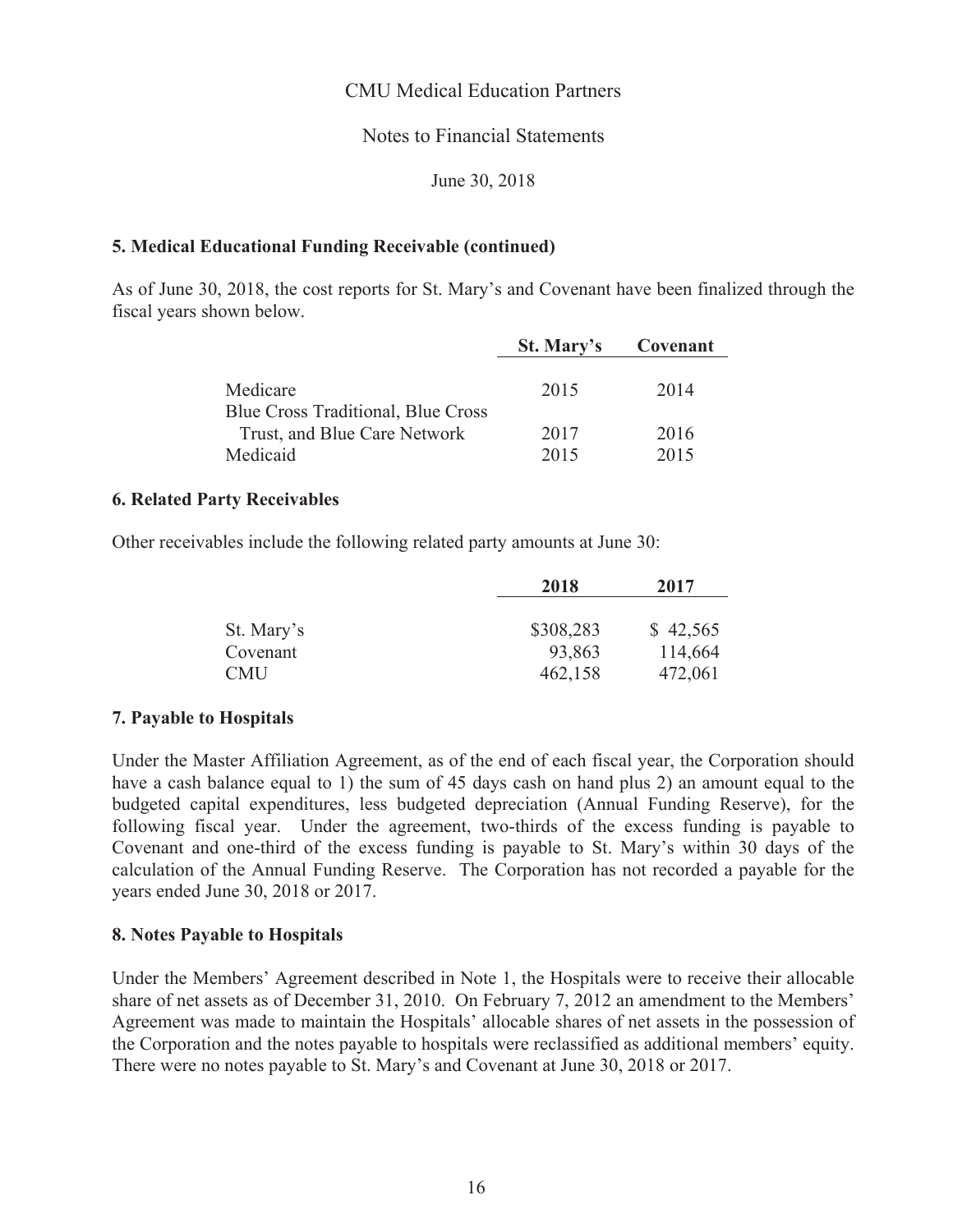## 5. Medical Educational Funding Receivable (continued)

As of June 30, 2018, the cost reports for St. Mary's and Covenant have been finalized through the fiscal years shown below.

| | St. Mary's | Covenant |
|---|---|---|
| Medicare | 2015 | 2014 |
| Blue Cross Traditional, Blue Cross Trust, and Blue Care Network | 2017 | 2016 |
| Medicaid | 2015 | 2015 |

## 6. Related Party Receivables

Other receivables include the following related party amounts at June 30:

| | 2018 | 2017 |
|---|---|---|
| St. Mary's | $308,283 | $ 42,565 |
| Covenant | 93,863 | 114,664 |
| CMU | 462,158 | 472,061 |

## 7. Payable to Hospitals

Under the Master Affiliation Agreement, as of the end of each fiscal year, the Corporation should have a cash balance equal to 1) the sum of 45 days cash on hand plus 2) an amount equal to the budgeted capital expenditures, less budgeted depreciation (Annual Funding Reserve), for the following fiscal year. Under the agreement, two-thirds of the excess funding is payable to Covenant and one-third of the excess funding is payable to St. Mary's within 30 days of the calculation of the Annual Funding Reserve. The Corporation has not recorded a payable for the years ended June 30, 2018 or 2017.

## 8. Notes Payable to Hospitals

Under the Members' Agreement described in Note 1, the Hospitals were to receive their allocable share of net assets as of December 31, 2010. On February 7, 2012 an amendment to the Members' Agreement was made to maintain the Hospitals' allocable shares of net assets in the possession of the Corporation and the notes payable to hospitals were reclassified as additional members' equity. There were no notes payable to St. Mary's and Covenant at June 30, 2018 or 2017.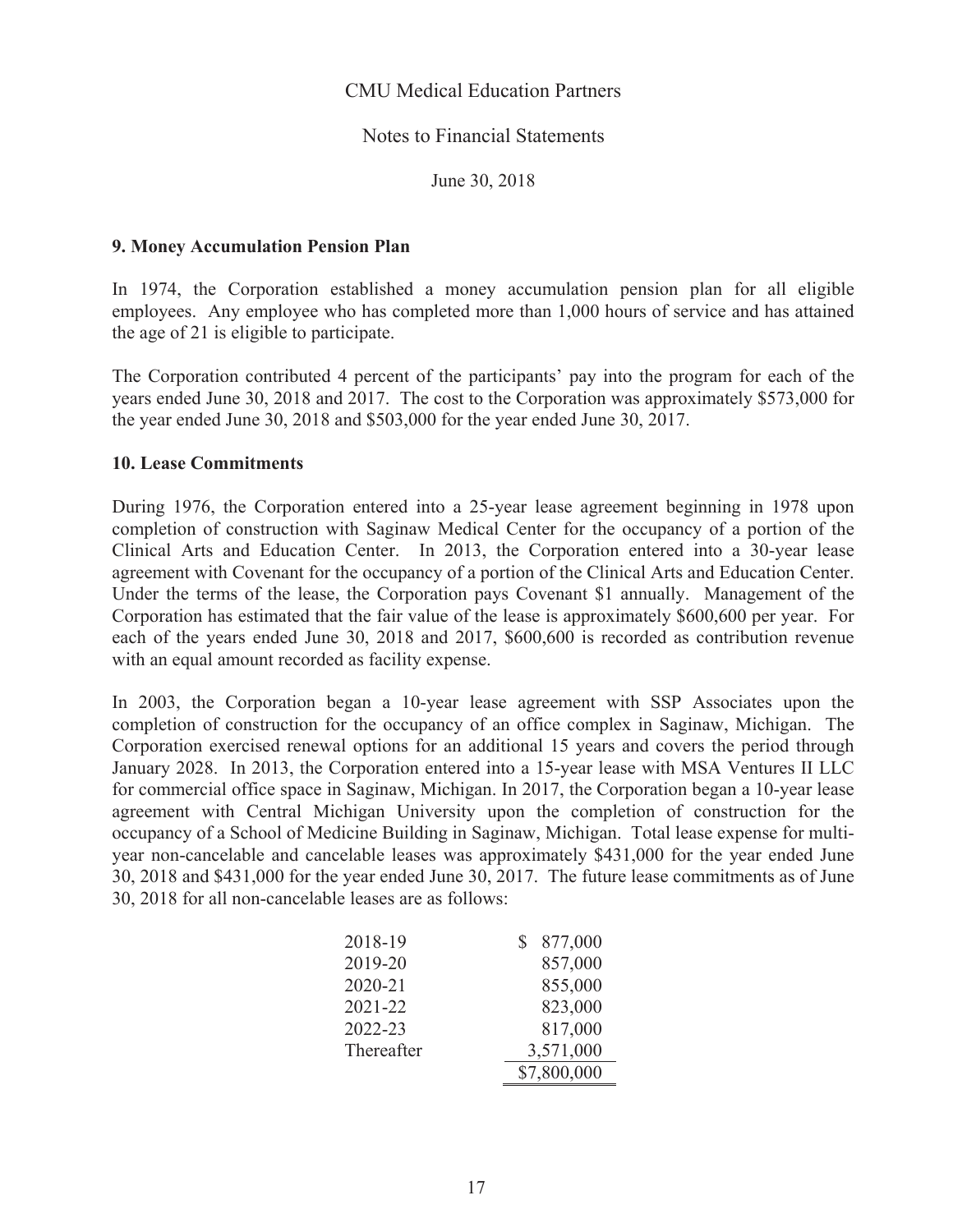CMU Medical Education Partners

Notes to Financial Statements

June 30, 2018

**9. Money Accumulation Pension Plan**

In 1974, the Corporation established a money accumulation pension plan for all eligible employees. Any employee who has completed more than 1,000 hours of service and has attained the age of 21 is eligible to participate.

The Corporation contributed 4 percent of the participants' pay into the program for each of the years ended June 30, 2018 and 2017. The cost to the Corporation was approximately $573,000 for the year ended June 30, 2018 and $503,000 for the year ended June 30, 2017.

**10. Lease Commitments**

During 1976, the Corporation entered into a 25-year lease agreement beginning in 1978 upon completion of construction with Saginaw Medical Center for the occupancy of a portion of the Clinical Arts and Education Center. In 2013, the Corporation entered into a 30-year lease agreement with Covenant for the occupancy of a portion of the Clinical Arts and Education Center. Under the terms of the lease, the Corporation pays Covenant $1 annually. Management of the Corporation has estimated that the fair value of the lease is approximately $600,600 per year. For each of the years ended June 30, 2018 and 2017, $600,600 is recorded as contribution revenue with an equal amount recorded as facility expense.

In 2003, the Corporation began a 10-year lease agreement with SSP Associates upon the completion of construction for the occupancy of an office complex in Saginaw, Michigan. The Corporation exercised renewal options for an additional 15 years and covers the period through January 2028. In 2013, the Corporation entered into a 15-year lease with MSA Ventures II LLC for commercial office space in Saginaw, Michigan. In 2017, the Corporation began a 10-year lease agreement with Central Michigan University upon the completion of construction for the occupancy of a School of Medicine Building in Saginaw, Michigan. Total lease expense for multi-year non-cancelable and cancelable leases was approximately $431,000 for the year ended June 30, 2018 and $431,000 for the year ended June 30, 2017. The future lease commitments as of June 30, 2018 for all non-cancelable leases are as follows:

| | |
|---|---|
| 2018-19 | $ 877,000 |
| 2019-20 | 857,000 |
| 2020-21 | 855,000 |
| 2021-22 | 823,000 |
| 2022-23 | 817,000 |
| Thereafter | 3,571,000 |
| | $7,800,000 |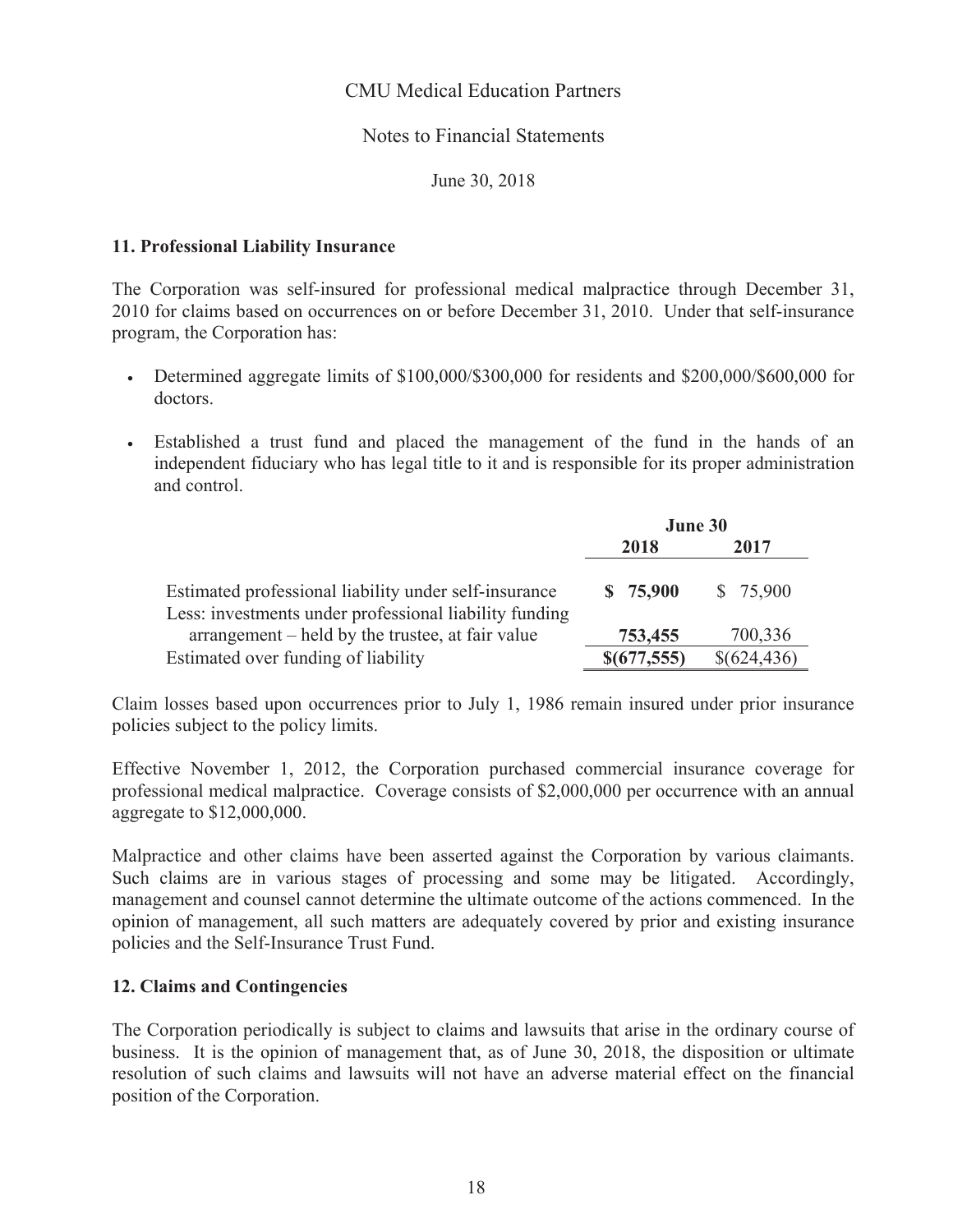CMU Medical Education Partners

Notes to Financial Statements

June 30, 2018

## 11. Professional Liability Insurance

The Corporation was self-insured for professional medical malpractice through December 31, 2010 for claims based on occurrences on or before December 31, 2010. Under that self-insurance program, the Corporation has:

- Determined aggregate limits of $100,000/$300,000 for residents and $200,000/$600,000 for doctors.
- Established a trust fund and placed the management of the fund in the hands of an independent fiduciary who has legal title to it and is responsible for its proper administration and control.

| | June 30 | |
|---|---|---|
| | **2018** | **2017** |
| Estimated professional liability under self-insurance | **$ 75,900** | $ 75,900 |
| Less: investments under professional liability funding arrangement – held by the trustee, at fair value | **753,455** | 700,336 |
| Estimated over funding of liability | **$(677,555)** | $(624,436) |

Claim losses based upon occurrences prior to July 1, 1986 remain insured under prior insurance policies subject to the policy limits.

Effective November 1, 2012, the Corporation purchased commercial insurance coverage for professional medical malpractice. Coverage consists of $2,000,000 per occurrence with an annual aggregate to $12,000,000.

Malpractice and other claims have been asserted against the Corporation by various claimants. Such claims are in various stages of processing and some may be litigated. Accordingly, management and counsel cannot determine the ultimate outcome of the actions commenced. In the opinion of management, all such matters are adequately covered by prior and existing insurance policies and the Self-Insurance Trust Fund.

## 12. Claims and Contingencies

The Corporation periodically is subject to claims and lawsuits that arise in the ordinary course of business. It is the opinion of management that, as of June 30, 2018, the disposition or ultimate resolution of such claims and lawsuits will not have an adverse material effect on the financial position of the Corporation.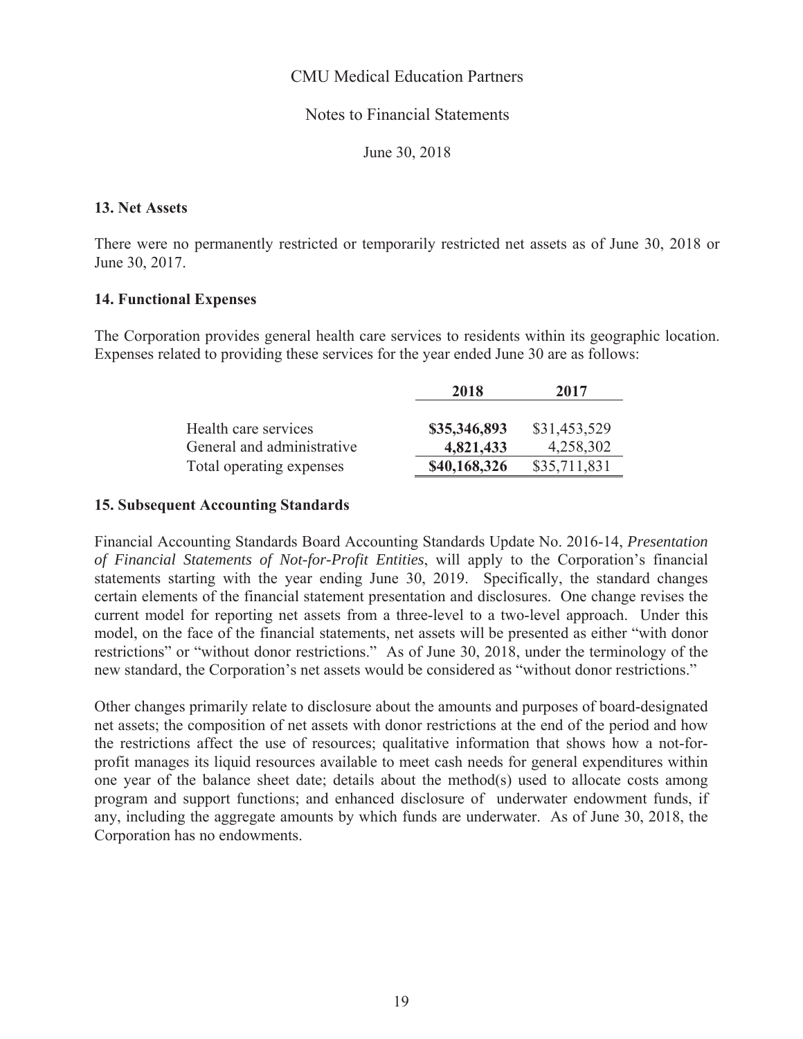CMU Medical Education Partners

Notes to Financial Statements

June 30, 2018

### 13. Net Assets

There were no permanently restricted or temporarily restricted net assets as of June 30, 2018 or June 30, 2017.

### 14. Functional Expenses

The Corporation provides general health care services to residents within its geographic location. Expenses related to providing these services for the year ended June 30 are as follows:

| | 2018 | 2017 |
|---|---|---|
| Health care services | **$35,346,893** | $31,453,529 |
| General and administrative | **4,821,433** | 4,258,302 |
| Total operating expenses | **$40,168,326** | $35,711,831 |

### 15. Subsequent Accounting Standards

Financial Accounting Standards Board Accounting Standards Update No. 2016-14, *Presentation of Financial Statements of Not-for-Profit Entities*, will apply to the Corporation's financial statements starting with the year ending June 30, 2019. Specifically, the standard changes certain elements of the financial statement presentation and disclosures. One change revises the current model for reporting net assets from a three-level to a two-level approach. Under this model, on the face of the financial statements, net assets will be presented as either "with donor restrictions" or "without donor restrictions." As of June 30, 2018, under the terminology of the new standard, the Corporation's net assets would be considered as "without donor restrictions."

Other changes primarily relate to disclosure about the amounts and purposes of board-designated net assets; the composition of net assets with donor restrictions at the end of the period and how the restrictions affect the use of resources; qualitative information that shows how a not-for-profit manages its liquid resources available to meet cash needs for general expenditures within one year of the balance sheet date; details about the method(s) used to allocate costs among program and support functions; and enhanced disclosure of underwater endowment funds, if any, including the aggregate amounts by which funds are underwater. As of June 30, 2018, the Corporation has no endowments.